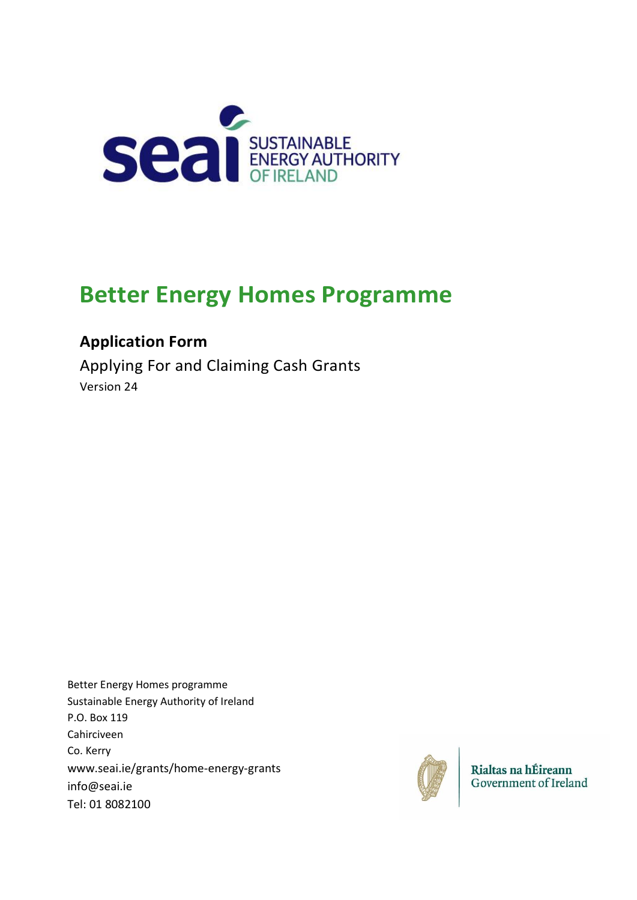seai SUSTAINABLE ENERGY AUTHORITY OF IRELAND

# Better Energy Homes Programme

## Application Form

Applying For and Claiming Cash Grants

Version 24

Better Energy Homes programme
Sustainable Energy Authority of Ireland
P.O. Box 119
Cahirciveen
Co. Kerry
www.seai.ie/grants/home-energy-grants
info@seai.ie
Tel: 01 8082100

Rialtas na hÉireann
Government of Ireland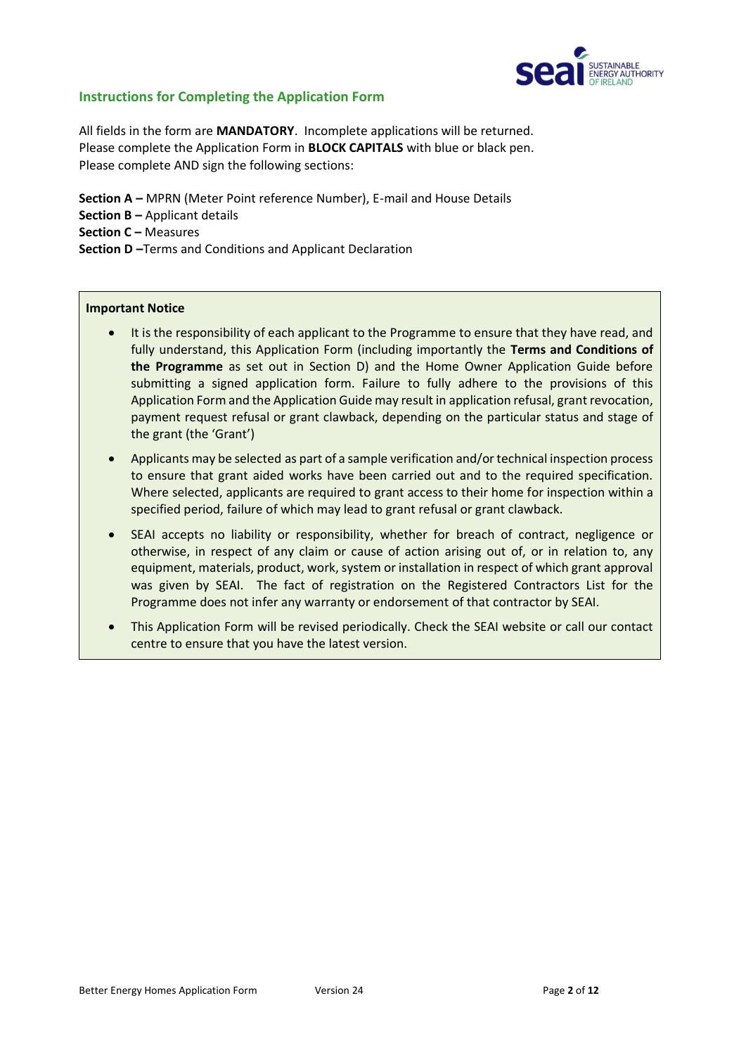## Instructions for Completing the Application Form

All fields in the form are **MANDATORY**. Incomplete applications will be returned.
Please complete the Application Form in **BLOCK CAPITALS** with blue or black pen.
Please complete AND sign the following sections:

**Section A –** MPRN (Meter Point reference Number), E-mail and House Details
**Section B –** Applicant details
**Section C –** Measures
**Section D –**Terms and Conditions and Applicant Declaration

**Important Notice**

- It is the responsibility of each applicant to the Programme to ensure that they have read, and fully understand, this Application Form (including importantly the **Terms and Conditions of the Programme** as set out in Section D) and the Home Owner Application Guide before submitting a signed application form. Failure to fully adhere to the provisions of this Application Form and the Application Guide may result in application refusal, grant revocation, payment request refusal or grant clawback, depending on the particular status and stage of the grant (the 'Grant')
- Applicants may be selected as part of a sample verification and/or technical inspection process to ensure that grant aided works have been carried out and to the required specification. Where selected, applicants are required to grant access to their home for inspection within a specified period, failure of which may lead to grant refusal or grant clawback.
- SEAI accepts no liability or responsibility, whether for breach of contract, negligence or otherwise, in respect of any claim or cause of action arising out of, or in relation to, any equipment, materials, product, work, system or installation in respect of which grant approval was given by SEAI. The fact of registration on the Registered Contractors List for the Programme does not infer any warranty or endorsement of that contractor by SEAI.
- This Application Form will be revised periodically. Check the SEAI website or call our contact centre to ensure that you have the latest version.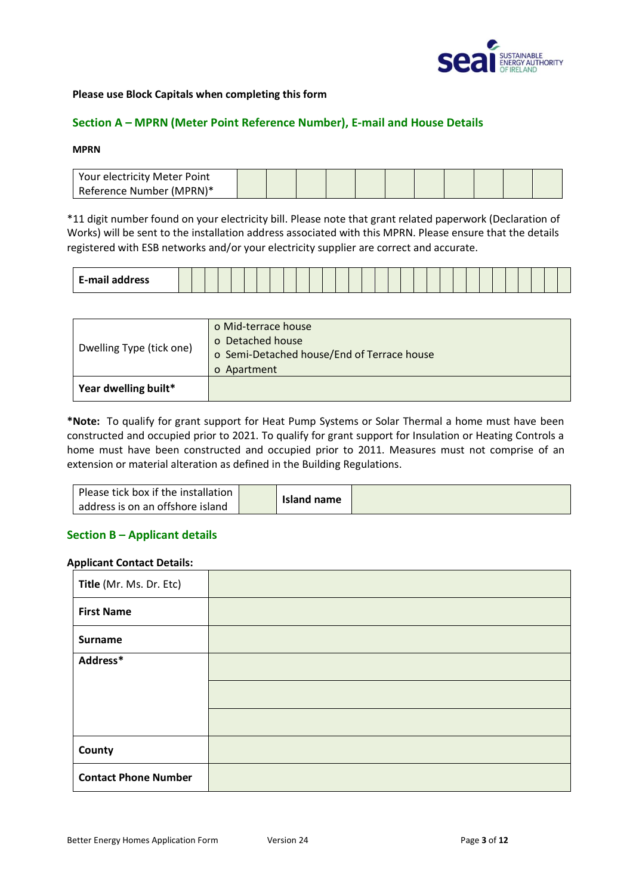**Please use Block Capitals when completing this form**

## Section A – MPRN (Meter Point Reference Number), E-mail and House Details

**MPRN**

| Your electricity Meter Point Reference Number (MPRN)* | | | | | | | | | | | |
|---|---|---|---|---|---|---|---|---|---|---|---|

*11 digit number found on your electricity bill. Please note that grant related paperwork (Declaration of Works) will be sent to the installation address associated with this MPRN. Please ensure that the details registered with ESB networks and/or your electricity supplier are correct and accurate.

| **E-mail address** | |
|---|---|

| Dwelling Type (tick one) | o Mid-terrace house<br>o Detached house<br>o Semi-Detached house/End of Terrace house<br>o Apartment |
|---|---|
| **Year dwelling built*** | |

***Note:** To qualify for grant support for Heat Pump Systems or Solar Thermal a home must have been constructed and occupied prior to 2021. To qualify for grant support for Insulation or Heating Controls a home must have been constructed and occupied prior to 2011. Measures must not comprise of an extension or material alteration as defined in the Building Regulations.

| Please tick box if the installation address is on an offshore island | | **Island name** | |
|---|---|---|---|

## Section B – Applicant details

**Applicant Contact Details:**

| **Title** (Mr. Ms. Dr. Etc) | |
|---|---|
| **First Name** | |
| **Surname** | |
| **Address*** | |
| | |
| | |
| **County** | |
| **Contact Phone Number** | |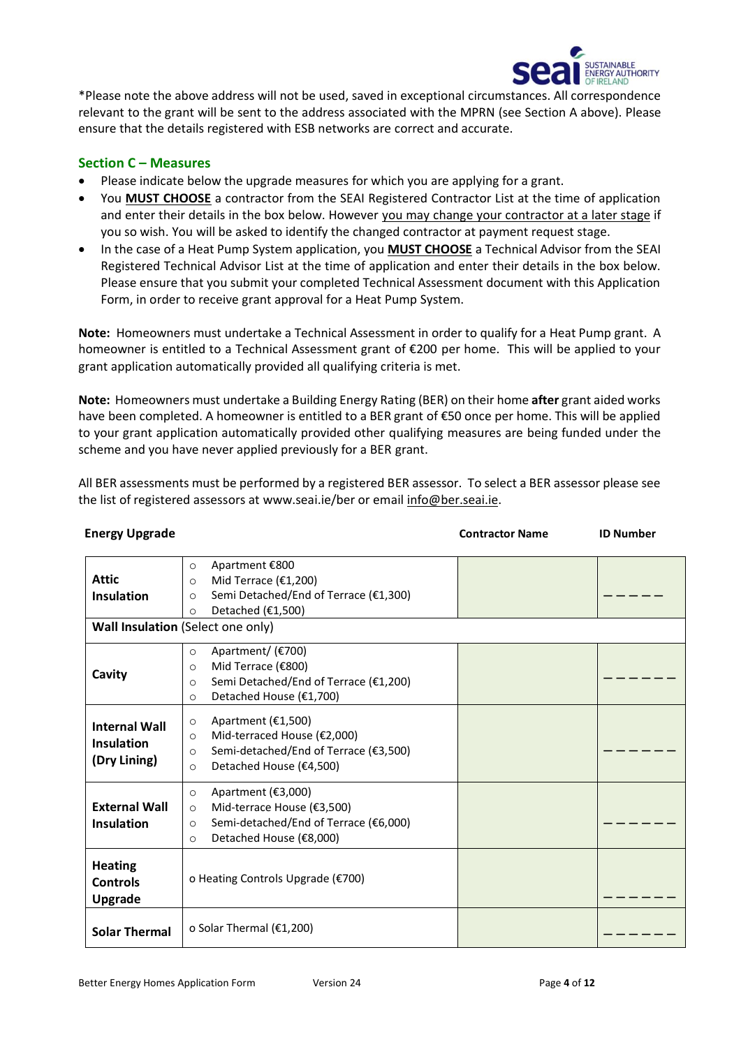*Please note the above address will not be used, saved in exceptional circumstances. All correspondence relevant to the grant will be sent to the address associated with the MPRN (see Section A above). Please ensure that the details registered with ESB networks are correct and accurate.

## Section C – Measures

- Please indicate below the upgrade measures for which you are applying for a grant.
- You **MUST CHOOSE** a contractor from the SEAI Registered Contractor List at the time of application and enter their details in the box below. However you may change your contractor at a later stage if you so wish. You will be asked to identify the changed contractor at payment request stage.
- In the case of a Heat Pump System application, you **MUST CHOOSE** a Technical Advisor from the SEAI Registered Technical Advisor List at the time of application and enter their details in the box below. Please ensure that you submit your completed Technical Assessment document with this Application Form, in order to receive grant approval for a Heat Pump System.

**Note:** Homeowners must undertake a Technical Assessment in order to qualify for a Heat Pump grant. A homeowner is entitled to a Technical Assessment grant of €200 per home. This will be applied to your grant application automatically provided all qualifying criteria is met.

**Note:** Homeowners must undertake a Building Energy Rating (BER) on their home **after** grant aided works have been completed. A homeowner is entitled to a BER grant of €50 once per home. This will be applied to your grant application automatically provided other qualifying measures are being funded under the scheme and you have never applied previously for a BER grant.

All BER assessments must be performed by a registered BER assessor. To select a BER assessor please see the list of registered assessors at www.seai.ie/ber or email info@ber.seai.ie.

| Energy Upgrade | | Contractor Name | ID Number |
|---|---|---|---|
| **Attic Insulation** | ○ Apartment €800<br>○ Mid Terrace (€1,200)<br>○ Semi Detached/End of Terrace (€1,300)<br>○ Detached (€1,500) | | _ _ _ _ _ |
| **Wall Insulation** (Select one only) | | | |
| **Cavity** | ○ Apartment/ (€700)<br>○ Mid Terrace (€800)<br>○ Semi Detached/End of Terrace (€1,200)<br>○ Detached House (€1,700) | | _ _ _ _ _ _ |
| **Internal Wall Insulation (Dry Lining)** | ○ Apartment (€1,500)<br>○ Mid-terraced House (€2,000)<br>○ Semi-detached/End of Terrace (€3,500)<br>○ Detached House (€4,500) | | _ _ _ _ _ _ |
| **External Wall Insulation** | ○ Apartment (€3,000)<br>○ Mid-terrace House (€3,500)<br>○ Semi-detached/End of Terrace (€6,000)<br>○ Detached House (€8,000) | | _ _ _ _ _ _ |
| **Heating Controls Upgrade** | o Heating Controls Upgrade (€700) | | _ _ _ _ _ _ |
| **Solar Thermal** | o Solar Thermal (€1,200) | | _ _ _ _ _ _ |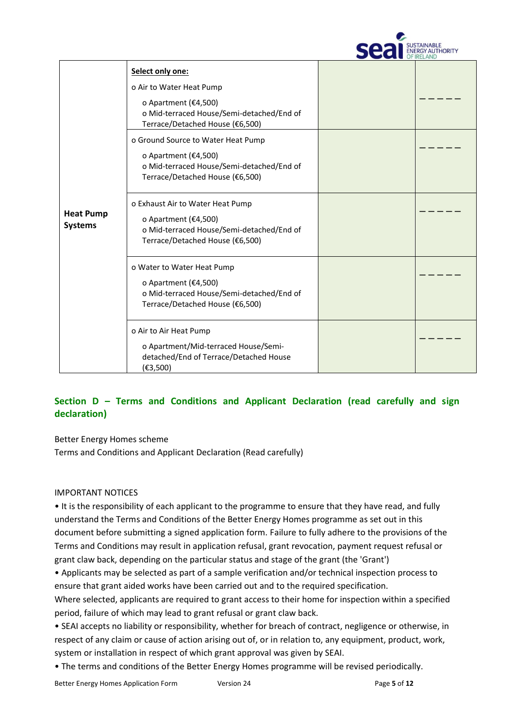| Heat Pump Systems | Select only one: | | |
|---|---|---|---|
| | o Air to Water Heat Pump<br>o Apartment (€4,500)<br>o Mid-terraced House/Semi-detached/End of Terrace/Detached House (€6,500) | | _ _ _ _ _ |
| | o Ground Source to Water Heat Pump<br>o Apartment (€4,500)<br>o Mid-terraced House/Semi-detached/End of Terrace/Detached House (€6,500) | | _ _ _ _ _ |
| | o Exhaust Air to Water Heat Pump<br>o Apartment (€4,500)<br>o Mid-terraced House/Semi-detached/End of Terrace/Detached House (€6,500) | | _ _ _ _ _ |
| | o Water to Water Heat Pump<br>o Apartment (€4,500)<br>o Mid-terraced House/Semi-detached/End of Terrace/Detached House (€6,500) | | _ _ _ _ _ |
| | o Air to Air Heat Pump<br>o Apartment/Mid-terraced House/Semi-detached/End of Terrace/Detached House (€3,500) | | _ _ _ _ _ |

## Section D – Terms and Conditions and Applicant Declaration (read carefully and sign declaration)

Better Energy Homes scheme
Terms and Conditions and Applicant Declaration (Read carefully)

IMPORTANT NOTICES

- It is the responsibility of each applicant to the programme to ensure that they have read, and fully understand the Terms and Conditions of the Better Energy Homes programme as set out in this document before submitting a signed application form. Failure to fully adhere to the provisions of the Terms and Conditions may result in application refusal, grant revocation, payment request refusal or grant claw back, depending on the particular status and stage of the grant (the 'Grant')
- Applicants may be selected as part of a sample verification and/or technical inspection process to ensure that grant aided works have been carried out and to the required specification.
Where selected, applicants are required to grant access to their home for inspection within a specified period, failure of which may lead to grant refusal or grant claw back.
- SEAI accepts no liability or responsibility, whether for breach of contract, negligence or otherwise, in respect of any claim or cause of action arising out of, or in relation to, any equipment, product, work, system or installation in respect of which grant approval was given by SEAI.
- The terms and conditions of the Better Energy Homes programme will be revised periodically.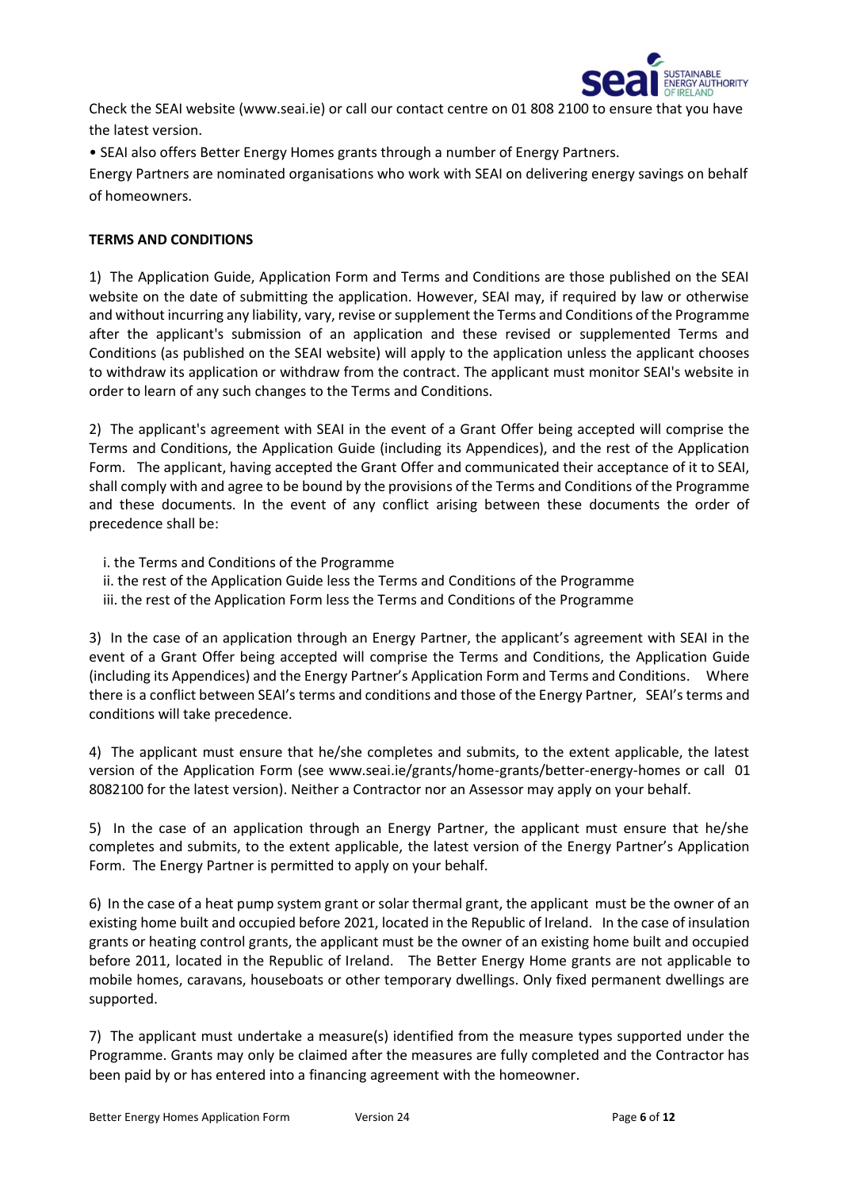Check the SEAI website (www.seai.ie) or call our contact centre on 01 808 2100 to ensure that you have the latest version.

- SEAI also offers Better Energy Homes grants through a number of Energy Partners.

Energy Partners are nominated organisations who work with SEAI on delivering energy savings on behalf of homeowners.

**TERMS AND CONDITIONS**

1) The Application Guide, Application Form and Terms and Conditions are those published on the SEAI website on the date of submitting the application. However, SEAI may, if required by law or otherwise and without incurring any liability, vary, revise or supplement the Terms and Conditions of the Programme after the applicant's submission of an application and these revised or supplemented Terms and Conditions (as published on the SEAI website) will apply to the application unless the applicant chooses to withdraw its application or withdraw from the contract. The applicant must monitor SEAI's website in order to learn of any such changes to the Terms and Conditions.

2) The applicant's agreement with SEAI in the event of a Grant Offer being accepted will comprise the Terms and Conditions, the Application Guide (including its Appendices), and the rest of the Application Form. The applicant, having accepted the Grant Offer and communicated their acceptance of it to SEAI, shall comply with and agree to be bound by the provisions of the Terms and Conditions of the Programme and these documents. In the event of any conflict arising between these documents the order of precedence shall be:

i. the Terms and Conditions of the Programme
ii. the rest of the Application Guide less the Terms and Conditions of the Programme
iii. the rest of the Application Form less the Terms and Conditions of the Programme

3) In the case of an application through an Energy Partner, the applicant's agreement with SEAI in the event of a Grant Offer being accepted will comprise the Terms and Conditions, the Application Guide (including its Appendices) and the Energy Partner's Application Form and Terms and Conditions. Where there is a conflict between SEAI's terms and conditions and those of the Energy Partner, SEAI's terms and conditions will take precedence.

4) The applicant must ensure that he/she completes and submits, to the extent applicable, the latest version of the Application Form (see www.seai.ie/grants/home-grants/better-energy-homes or call 01 8082100 for the latest version). Neither a Contractor nor an Assessor may apply on your behalf.

5) In the case of an application through an Energy Partner, the applicant must ensure that he/she completes and submits, to the extent applicable, the latest version of the Energy Partner's Application Form. The Energy Partner is permitted to apply on your behalf.

6) In the case of a heat pump system grant or solar thermal grant, the applicant must be the owner of an existing home built and occupied before 2021, located in the Republic of Ireland. In the case of insulation grants or heating control grants, the applicant must be the owner of an existing home built and occupied before 2011, located in the Republic of Ireland. The Better Energy Home grants are not applicable to mobile homes, caravans, houseboats or other temporary dwellings. Only fixed permanent dwellings are supported.

7) The applicant must undertake a measure(s) identified from the measure types supported under the Programme. Grants may only be claimed after the measures are fully completed and the Contractor has been paid by or has entered into a financing agreement with the homeowner.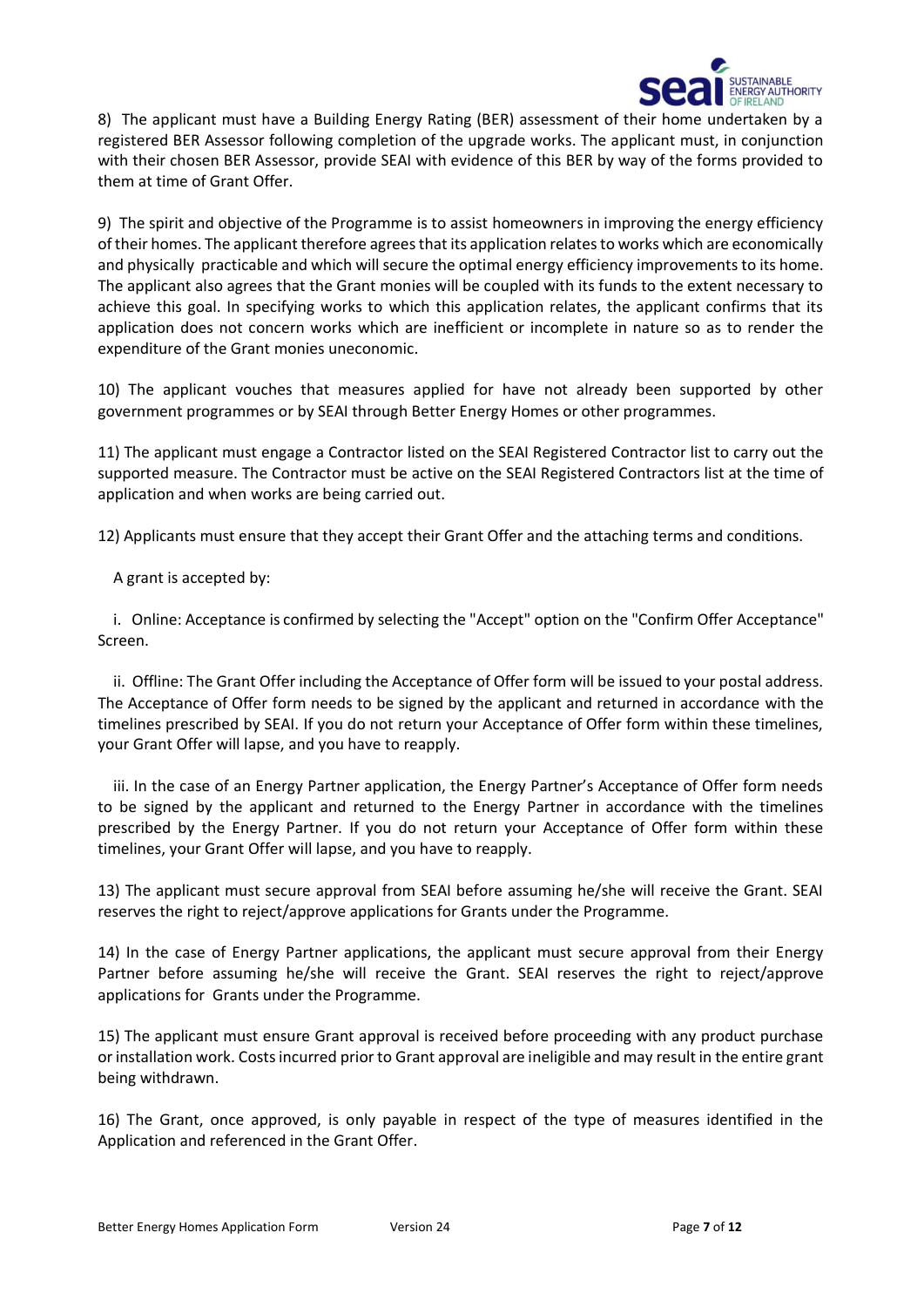8) The applicant must have a Building Energy Rating (BER) assessment of their home undertaken by a registered BER Assessor following completion of the upgrade works. The applicant must, in conjunction with their chosen BER Assessor, provide SEAI with evidence of this BER by way of the forms provided to them at time of Grant Offer.

9) The spirit and objective of the Programme is to assist homeowners in improving the energy efficiency of their homes. The applicant therefore agrees that its application relates to works which are economically and physically practicable and which will secure the optimal energy efficiency improvements to its home. The applicant also agrees that the Grant monies will be coupled with its funds to the extent necessary to achieve this goal. In specifying works to which this application relates, the applicant confirms that its application does not concern works which are inefficient or incomplete in nature so as to render the expenditure of the Grant monies uneconomic.

10) The applicant vouches that measures applied for have not already been supported by other government programmes or by SEAI through Better Energy Homes or other programmes.

11) The applicant must engage a Contractor listed on the SEAI Registered Contractor list to carry out the supported measure. The Contractor must be active on the SEAI Registered Contractors list at the time of application and when works are being carried out.

12) Applicants must ensure that they accept their Grant Offer and the attaching terms and conditions.

A grant is accepted by:

i. Online: Acceptance is confirmed by selecting the "Accept" option on the "Confirm Offer Acceptance" Screen.

ii. Offline: The Grant Offer including the Acceptance of Offer form will be issued to your postal address. The Acceptance of Offer form needs to be signed by the applicant and returned in accordance with the timelines prescribed by SEAI. If you do not return your Acceptance of Offer form within these timelines, your Grant Offer will lapse, and you have to reapply.

iii. In the case of an Energy Partner application, the Energy Partner's Acceptance of Offer form needs to be signed by the applicant and returned to the Energy Partner in accordance with the timelines prescribed by the Energy Partner. If you do not return your Acceptance of Offer form within these timelines, your Grant Offer will lapse, and you have to reapply.

13) The applicant must secure approval from SEAI before assuming he/she will receive the Grant. SEAI reserves the right to reject/approve applications for Grants under the Programme.

14) In the case of Energy Partner applications, the applicant must secure approval from their Energy Partner before assuming he/she will receive the Grant. SEAI reserves the right to reject/approve applications for Grants under the Programme.

15) The applicant must ensure Grant approval is received before proceeding with any product purchase or installation work. Costs incurred prior to Grant approval are ineligible and may result in the entire grant being withdrawn.

16) The Grant, once approved, is only payable in respect of the type of measures identified in the Application and referenced in the Grant Offer.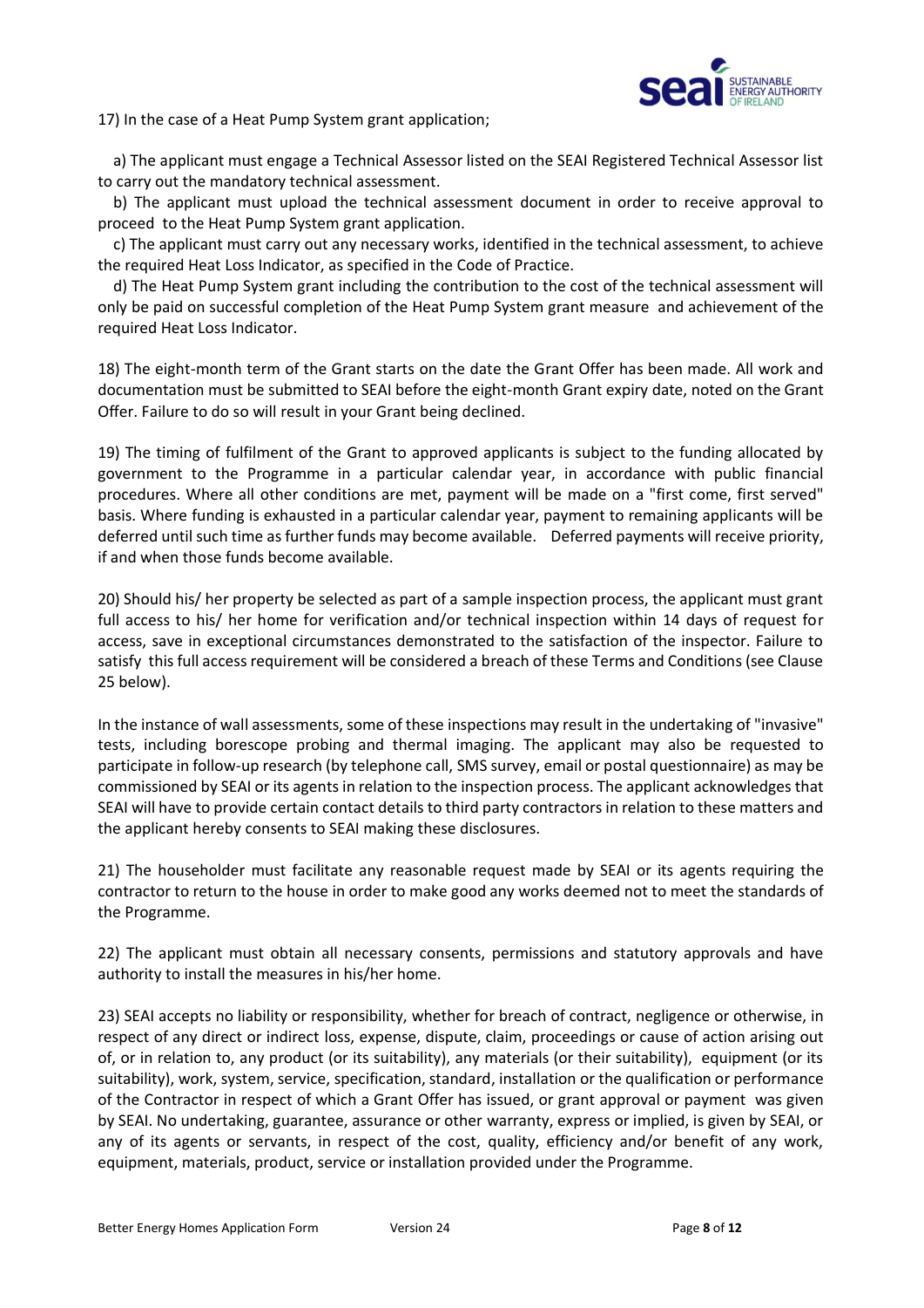17) In the case of a Heat Pump System grant application;

a) The applicant must engage a Technical Assessor listed on the SEAI Registered Technical Assessor list to carry out the mandatory technical assessment.

b) The applicant must upload the technical assessment document in order to receive approval to proceed to the Heat Pump System grant application.

c) The applicant must carry out any necessary works, identified in the technical assessment, to achieve the required Heat Loss Indicator, as specified in the Code of Practice.

d) The Heat Pump System grant including the contribution to the cost of the technical assessment will only be paid on successful completion of the Heat Pump System grant measure and achievement of the required Heat Loss Indicator.

18) The eight-month term of the Grant starts on the date the Grant Offer has been made. All work and documentation must be submitted to SEAI before the eight-month Grant expiry date, noted on the Grant Offer. Failure to do so will result in your Grant being declined.

19) The timing of fulfilment of the Grant to approved applicants is subject to the funding allocated by government to the Programme in a particular calendar year, in accordance with public financial procedures. Where all other conditions are met, payment will be made on a "first come, first served" basis. Where funding is exhausted in a particular calendar year, payment to remaining applicants will be deferred until such time as further funds may become available. Deferred payments will receive priority, if and when those funds become available.

20) Should his/ her property be selected as part of a sample inspection process, the applicant must grant full access to his/ her home for verification and/or technical inspection within 14 days of request for access, save in exceptional circumstances demonstrated to the satisfaction of the inspector. Failure to satisfy this full access requirement will be considered a breach of these Terms and Conditions (see Clause 25 below).

In the instance of wall assessments, some of these inspections may result in the undertaking of "invasive" tests, including borescope probing and thermal imaging. The applicant may also be requested to participate in follow-up research (by telephone call, SMS survey, email or postal questionnaire) as may be commissioned by SEAI or its agents in relation to the inspection process. The applicant acknowledges that SEAI will have to provide certain contact details to third party contractors in relation to these matters and the applicant hereby consents to SEAI making these disclosures.

21) The householder must facilitate any reasonable request made by SEAI or its agents requiring the contractor to return to the house in order to make good any works deemed not to meet the standards of the Programme.

22) The applicant must obtain all necessary consents, permissions and statutory approvals and have authority to install the measures in his/her home.

23) SEAI accepts no liability or responsibility, whether for breach of contract, negligence or otherwise, in respect of any direct or indirect loss, expense, dispute, claim, proceedings or cause of action arising out of, or in relation to, any product (or its suitability), any materials (or their suitability), equipment (or its suitability), work, system, service, specification, standard, installation or the qualification or performance of the Contractor in respect of which a Grant Offer has issued, or grant approval or payment was given by SEAI. No undertaking, guarantee, assurance or other warranty, express or implied, is given by SEAI, or any of its agents or servants, in respect of the cost, quality, efficiency and/or benefit of any work, equipment, materials, product, service or installation provided under the Programme.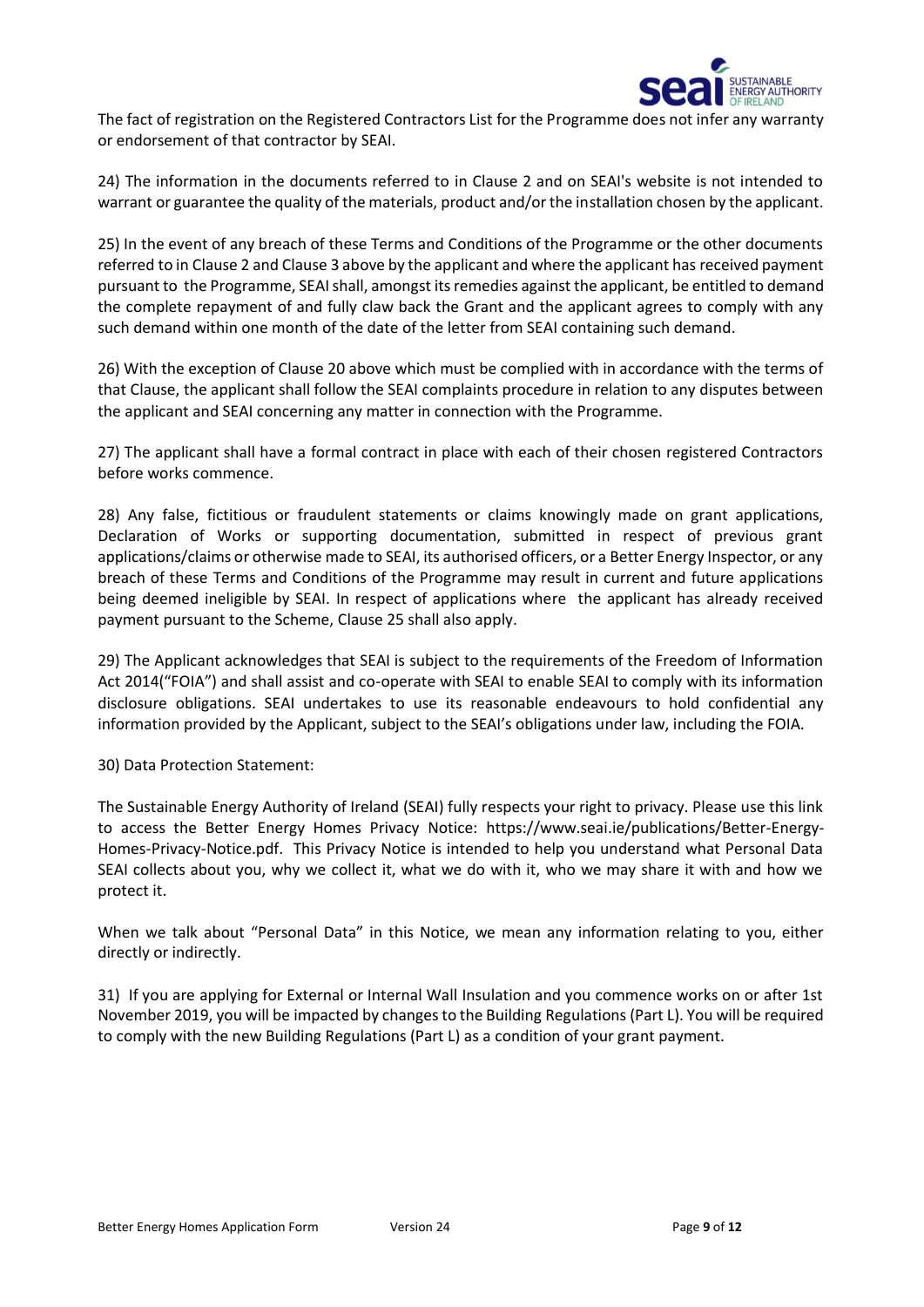The fact of registration on the Registered Contractors List for the Programme does not infer any warranty or endorsement of that contractor by SEAI.

24) The information in the documents referred to in Clause 2 and on SEAI's website is not intended to warrant or guarantee the quality of the materials, product and/or the installation chosen by the applicant.

25) In the event of any breach of these Terms and Conditions of the Programme or the other documents referred to in Clause 2 and Clause 3 above by the applicant and where the applicant has received payment pursuant to the Programme, SEAI shall, amongst its remedies against the applicant, be entitled to demand the complete repayment of and fully claw back the Grant and the applicant agrees to comply with any such demand within one month of the date of the letter from SEAI containing such demand.

26) With the exception of Clause 20 above which must be complied with in accordance with the terms of that Clause, the applicant shall follow the SEAI complaints procedure in relation to any disputes between the applicant and SEAI concerning any matter in connection with the Programme.

27) The applicant shall have a formal contract in place with each of their chosen registered Contractors before works commence.

28) Any false, fictitious or fraudulent statements or claims knowingly made on grant applications, Declaration of Works or supporting documentation, submitted in respect of previous grant applications/claims or otherwise made to SEAI, its authorised officers, or a Better Energy Inspector, or any breach of these Terms and Conditions of the Programme may result in current and future applications being deemed ineligible by SEAI. In respect of applications where the applicant has already received payment pursuant to the Scheme, Clause 25 shall also apply.

29) The Applicant acknowledges that SEAI is subject to the requirements of the Freedom of Information Act 2014("FOIA") and shall assist and co-operate with SEAI to enable SEAI to comply with its information disclosure obligations. SEAI undertakes to use its reasonable endeavours to hold confidential any information provided by the Applicant, subject to the SEAI's obligations under law, including the FOIA.

30) Data Protection Statement:

The Sustainable Energy Authority of Ireland (SEAI) fully respects your right to privacy. Please use this link to access the Better Energy Homes Privacy Notice: https://www.seai.ie/publications/Better-Energy-Homes-Privacy-Notice.pdf. This Privacy Notice is intended to help you understand what Personal Data SEAI collects about you, why we collect it, what we do with it, who we may share it with and how we protect it.

When we talk about "Personal Data" in this Notice, we mean any information relating to you, either directly or indirectly.

31) If you are applying for External or Internal Wall Insulation and you commence works on or after 1st November 2019, you will be impacted by changes to the Building Regulations (Part L). You will be required to comply with the new Building Regulations (Part L) as a condition of your grant payment.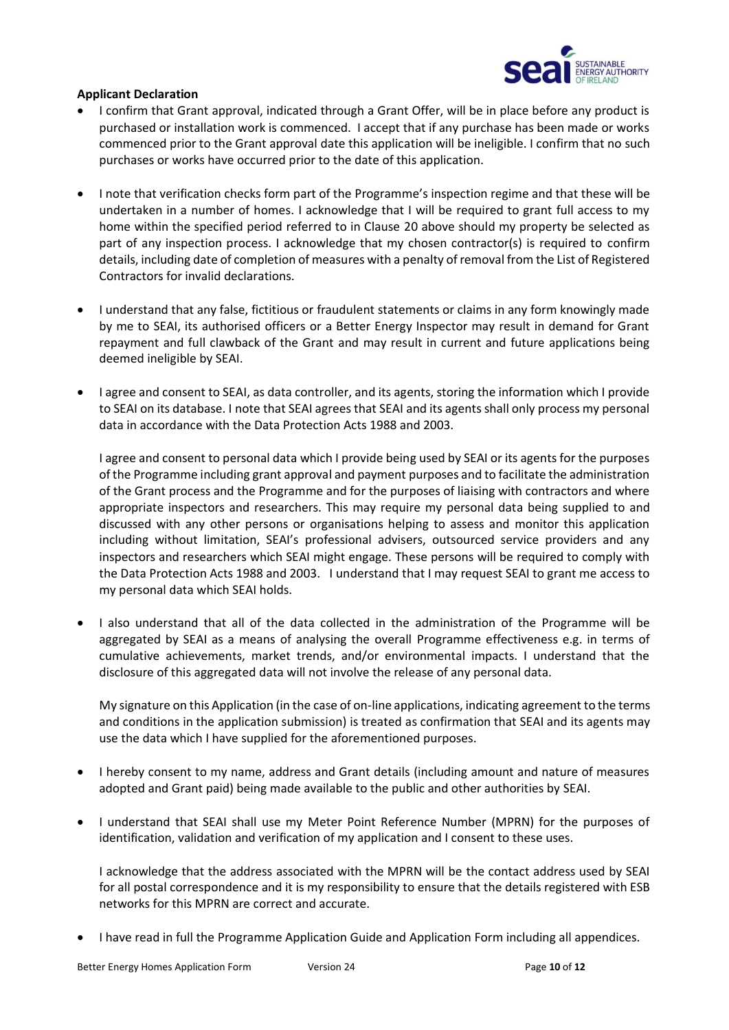**Applicant Declaration**

- I confirm that Grant approval, indicated through a Grant Offer, will be in place before any product is purchased or installation work is commenced. I accept that if any purchase has been made or works commenced prior to the Grant approval date this application will be ineligible. I confirm that no such purchases or works have occurred prior to the date of this application.

- I note that verification checks form part of the Programme's inspection regime and that these will be undertaken in a number of homes. I acknowledge that I will be required to grant full access to my home within the specified period referred to in Clause 20 above should my property be selected as part of any inspection process. I acknowledge that my chosen contractor(s) is required to confirm details, including date of completion of measures with a penalty of removal from the List of Registered Contractors for invalid declarations.

- I understand that any false, fictitious or fraudulent statements or claims in any form knowingly made by me to SEAI, its authorised officers or a Better Energy Inspector may result in demand for Grant repayment and full clawback of the Grant and may result in current and future applications being deemed ineligible by SEAI.

- I agree and consent to SEAI, as data controller, and its agents, storing the information which I provide to SEAI on its database. I note that SEAI agrees that SEAI and its agents shall only process my personal data in accordance with the Data Protection Acts 1988 and 2003.

  I agree and consent to personal data which I provide being used by SEAI or its agents for the purposes of the Programme including grant approval and payment purposes and to facilitate the administration of the Grant process and the Programme and for the purposes of liaising with contractors and where appropriate inspectors and researchers. This may require my personal data being supplied to and discussed with any other persons or organisations helping to assess and monitor this application including without limitation, SEAI's professional advisers, outsourced service providers and any inspectors and researchers which SEAI might engage. These persons will be required to comply with the Data Protection Acts 1988 and 2003. I understand that I may request SEAI to grant me access to my personal data which SEAI holds.

- I also understand that all of the data collected in the administration of the Programme will be aggregated by SEAI as a means of analysing the overall Programme effectiveness e.g. in terms of cumulative achievements, market trends, and/or environmental impacts. I understand that the disclosure of this aggregated data will not involve the release of any personal data.

  My signature on this Application (in the case of on-line applications, indicating agreement to the terms and conditions in the application submission) is treated as confirmation that SEAI and its agents may use the data which I have supplied for the aforementioned purposes.

- I hereby consent to my name, address and Grant details (including amount and nature of measures adopted and Grant paid) being made available to the public and other authorities by SEAI.

- I understand that SEAI shall use my Meter Point Reference Number (MPRN) for the purposes of identification, validation and verification of my application and I consent to these uses.

  I acknowledge that the address associated with the MPRN will be the contact address used by SEAI for all postal correspondence and it is my responsibility to ensure that the details registered with ESB networks for this MPRN are correct and accurate.

- I have read in full the Programme Application Guide and Application Form including all appendices.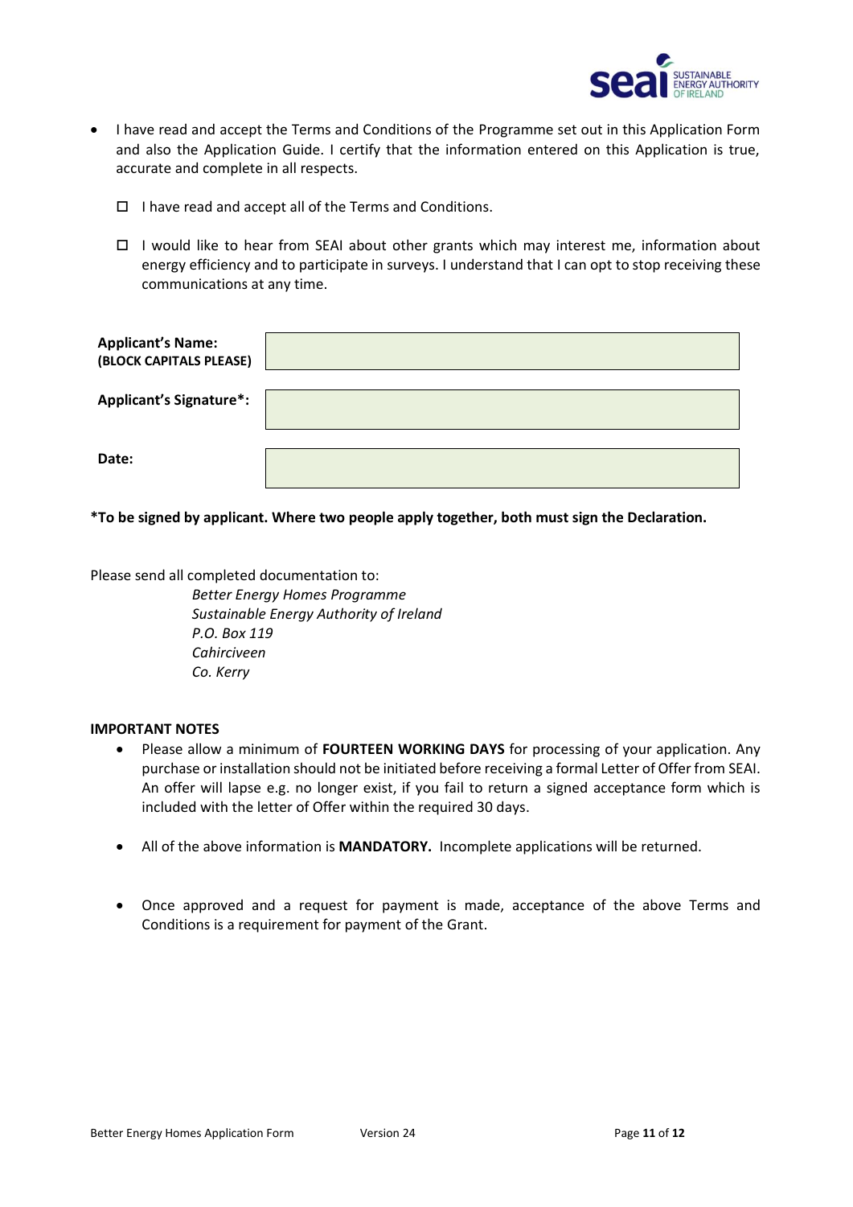- I have read and accept the Terms and Conditions of the Programme set out in this Application Form and also the Application Guide. I certify that the information entered on this Application is true, accurate and complete in all respects.

  ☐ I have read and accept all of the Terms and Conditions.

  ☐ I would like to hear from SEAI about other grants which may interest me, information about energy efficiency and to participate in surveys. I understand that I can opt to stop receiving these communications at any time.

| | |
|---|---|
| **Applicant's Name:** **(BLOCK CAPITALS PLEASE)** | |
| **Applicant's Signature*:** | |
| **Date:** | |

**\*To be signed by applicant. Where two people apply together, both must sign the Declaration.**

Please send all completed documentation to:

*Better Energy Homes Programme*
*Sustainable Energy Authority of Ireland*
*P.O. Box 119*
*Cahirciveen*
*Co. Kerry*

**IMPORTANT NOTES**

- Please allow a minimum of **FOURTEEN WORKING DAYS** for processing of your application. Any purchase or installation should not be initiated before receiving a formal Letter of Offer from SEAI. An offer will lapse e.g. no longer exist, if you fail to return a signed acceptance form which is included with the letter of Offer within the required 30 days.

- All of the above information is **MANDATORY.** Incomplete applications will be returned.

- Once approved and a request for payment is made, acceptance of the above Terms and Conditions is a requirement for payment of the Grant.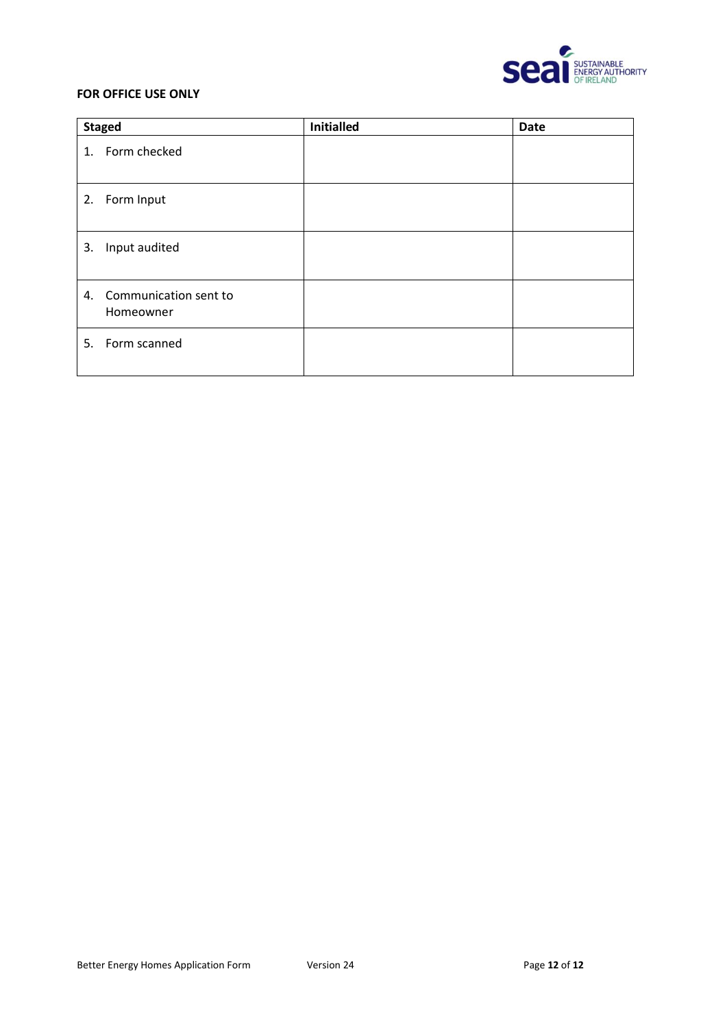**FOR OFFICE USE ONLY**

| Staged | Initialled | Date |
|---|---|---|
| 1. Form checked | | |
| 2. Form Input | | |
| 3. Input audited | | |
| 4. Communication sent to Homeowner | | |
| 5. Form scanned | | |